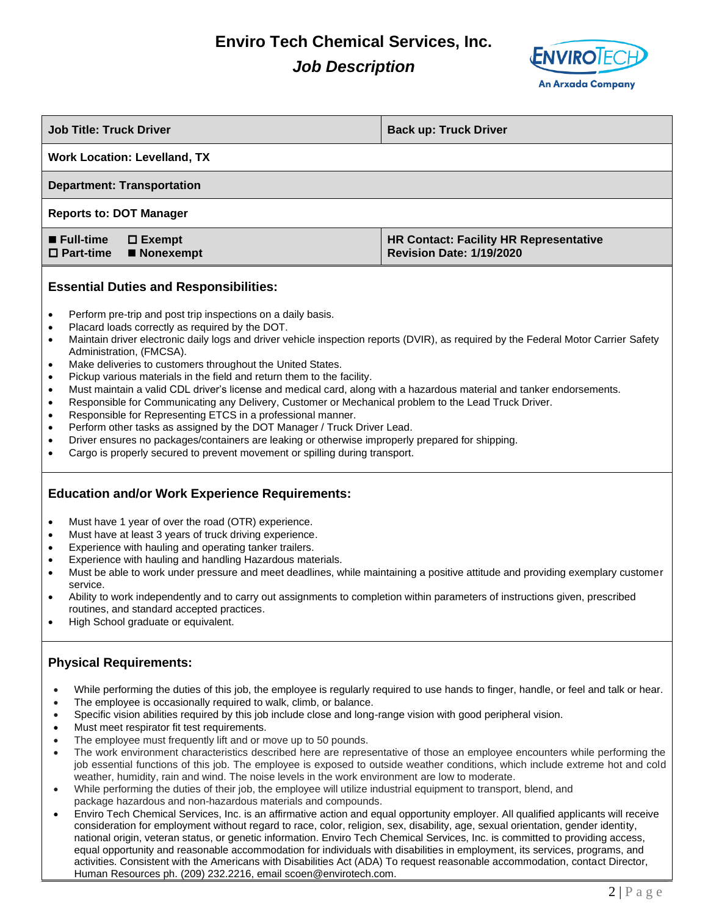# Enviro Tech Chemical Services, Inc.

## *Job Description*

| Job Title: Truck Driver | Back up: Truck Driver |
|---|---|
| Work Location: Levelland, TX | |
| Department: Transportation | |
| Reports to: DOT Manager | |
| ■ Full-time ☐ Exempt<br>☐ Part-time ■ Nonexempt | HR Contact: Facility HR Representative<br>Revision Date: 1/19/2020 |

### Essential Duties and Responsibilities:

- Perform pre-trip and post trip inspections on a daily basis.
- Placard loads correctly as required by the DOT.
- Maintain driver electronic daily logs and driver vehicle inspection reports (DVIR), as required by the Federal Motor Carrier Safety Administration, (FMCSA).
- Make deliveries to customers throughout the United States.
- Pickup various materials in the field and return them to the facility.
- Must maintain a valid CDL driver's license and medical card, along with a hazardous material and tanker endorsements.
- Responsible for Communicating any Delivery, Customer or Mechanical problem to the Lead Truck Driver.
- Responsible for Representing ETCS in a professional manner.
- Perform other tasks as assigned by the DOT Manager / Truck Driver Lead.
- Driver ensures no packages/containers are leaking or otherwise improperly prepared for shipping.
- Cargo is properly secured to prevent movement or spilling during transport.

### Education and/or Work Experience Requirements:

- Must have 1 year of over the road (OTR) experience.
- Must have at least 3 years of truck driving experience.
- Experience with hauling and operating tanker trailers.
- Experience with hauling and handling Hazardous materials.
- Must be able to work under pressure and meet deadlines, while maintaining a positive attitude and providing exemplary customer service.
- Ability to work independently and to carry out assignments to completion within parameters of instructions given, prescribed routines, and standard accepted practices.
- High School graduate or equivalent.

### Physical Requirements:

- While performing the duties of this job, the employee is regularly required to use hands to finger, handle, or feel and talk or hear.
- The employee is occasionally required to walk, climb, or balance.
- Specific vision abilities required by this job include close and long-range vision with good peripheral vision.
- Must meet respirator fit test requirements.
- The employee must frequently lift and or move up to 50 pounds.
- The work environment characteristics described here are representative of those an employee encounters while performing the job essential functions of this job. The employee is exposed to outside weather conditions, which include extreme hot and cold weather, humidity, rain and wind. The noise levels in the work environment are low to moderate.
- While performing the duties of their job, the employee will utilize industrial equipment to transport, blend, and package hazardous and non-hazardous materials and compounds.
- Enviro Tech Chemical Services, Inc. is an affirmative action and equal opportunity employer. All qualified applicants will receive consideration for employment without regard to race, color, religion, sex, disability, age, sexual orientation, gender identity, national origin, veteran status, or genetic information. Enviro Tech Chemical Services, Inc. is committed to providing access, equal opportunity and reasonable accommodation for individuals with disabilities in employment, its services, programs, and activities. Consistent with the Americans with Disabilities Act (ADA) To request reasonable accommodation, contact Director, Human Resources ph. (209) 232.2216, email scoen@envirotech.com.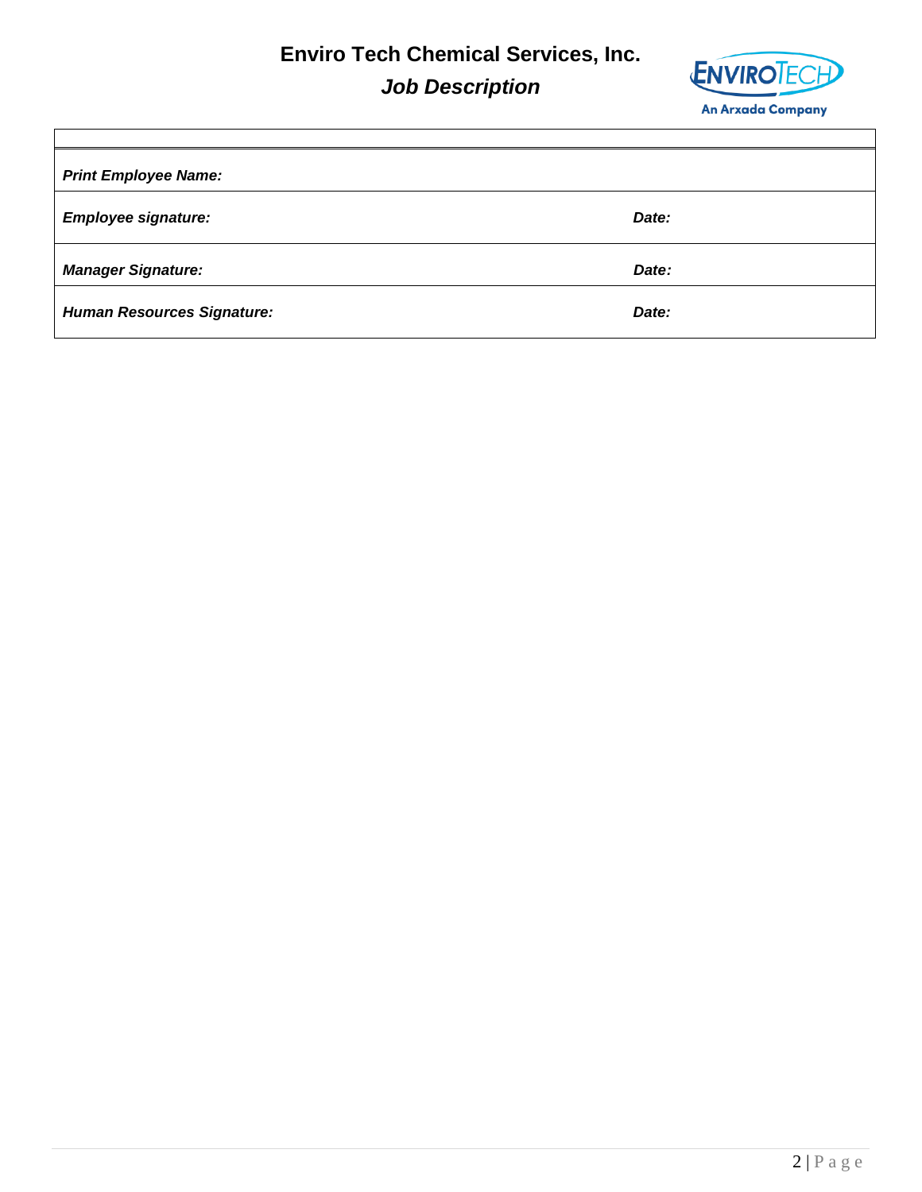**Enviro Tech Chemical Services, Inc.**

***Job Description***

| | |
|---|---|
| ***Print Employee Name:*** | |
| ***Employee signature:*** | ***Date:*** |
| ***Manager Signature:*** | ***Date:*** |
| ***Human Resources Signature:*** | ***Date:*** |